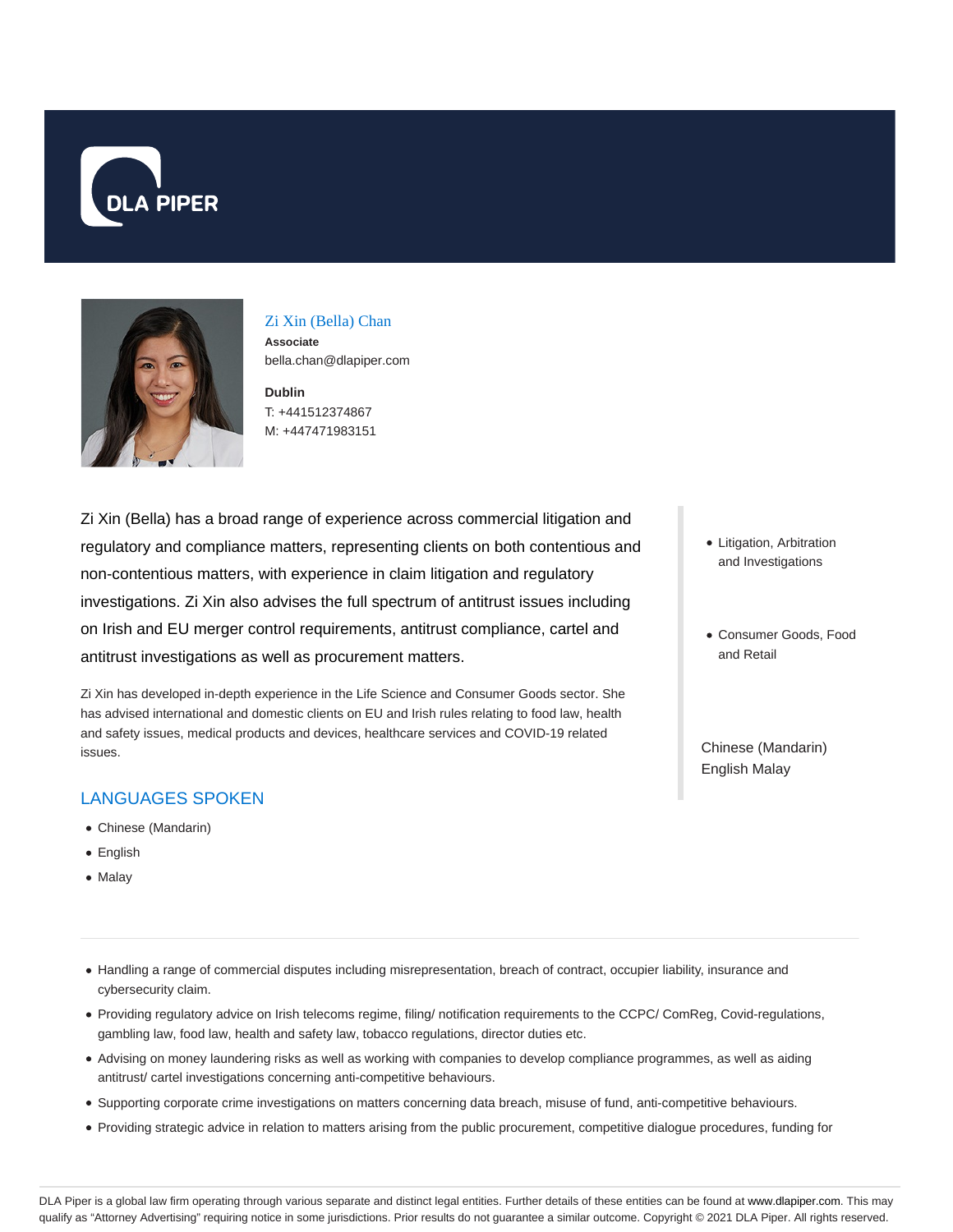DLA PIPER

## Zi Xin (Bella) Chan

**Associate**

bella.chan@dlapiper.com

**Dublin**

T: +441512374867

M: +447471983151

Zi Xin (Bella) has a broad range of experience across commercial litigation and regulatory and compliance matters, representing clients on both contentious and non-contentious matters, with experience in claim litigation and regulatory investigations. Zi Xin also advises the full spectrum of antitrust issues including on Irish and EU merger control requirements, antitrust compliance, cartel and antitrust investigations as well as procurement matters.

Zi Xin has developed in-depth experience in the Life Science and Consumer Goods sector. She has advised international and domestic clients on EU and Irish rules relating to food law, health and safety issues, medical products and devices, healthcare services and COVID-19 related issues.

- Litigation, Arbitration and Investigations
- Consumer Goods, Food and Retail

Chinese (Mandarin) English Malay

### LANGUAGES SPOKEN

- Chinese (Mandarin)
- English
- Malay

---

- Handling a range of commercial disputes including misrepresentation, breach of contract, occupier liability, insurance and cybersecurity claim.
- Providing regulatory advice on Irish telecoms regime, filing/ notification requirements to the CCPC/ ComReg, Covid-regulations, gambling law, food law, health and safety law, tobacco regulations, director duties etc.
- Advising on money laundering risks as well as working with companies to develop compliance programmes, as well as aiding antitrust/ cartel investigations concerning anti-competitive behaviours.
- Supporting corporate crime investigations on matters concerning data breach, misuse of fund, anti-competitive behaviours.
- Providing strategic advice in relation to matters arising from the public procurement, competitive dialogue procedures, funding for

DLA Piper is a global law firm operating through various separate and distinct legal entities. Further details of these entities can be found at www.dlapiper.com. This may qualify as "Attorney Advertising" requiring notice in some jurisdictions. Prior results do not guarantee a similar outcome. Copyright © 2021 DLA Piper. All rights reserved.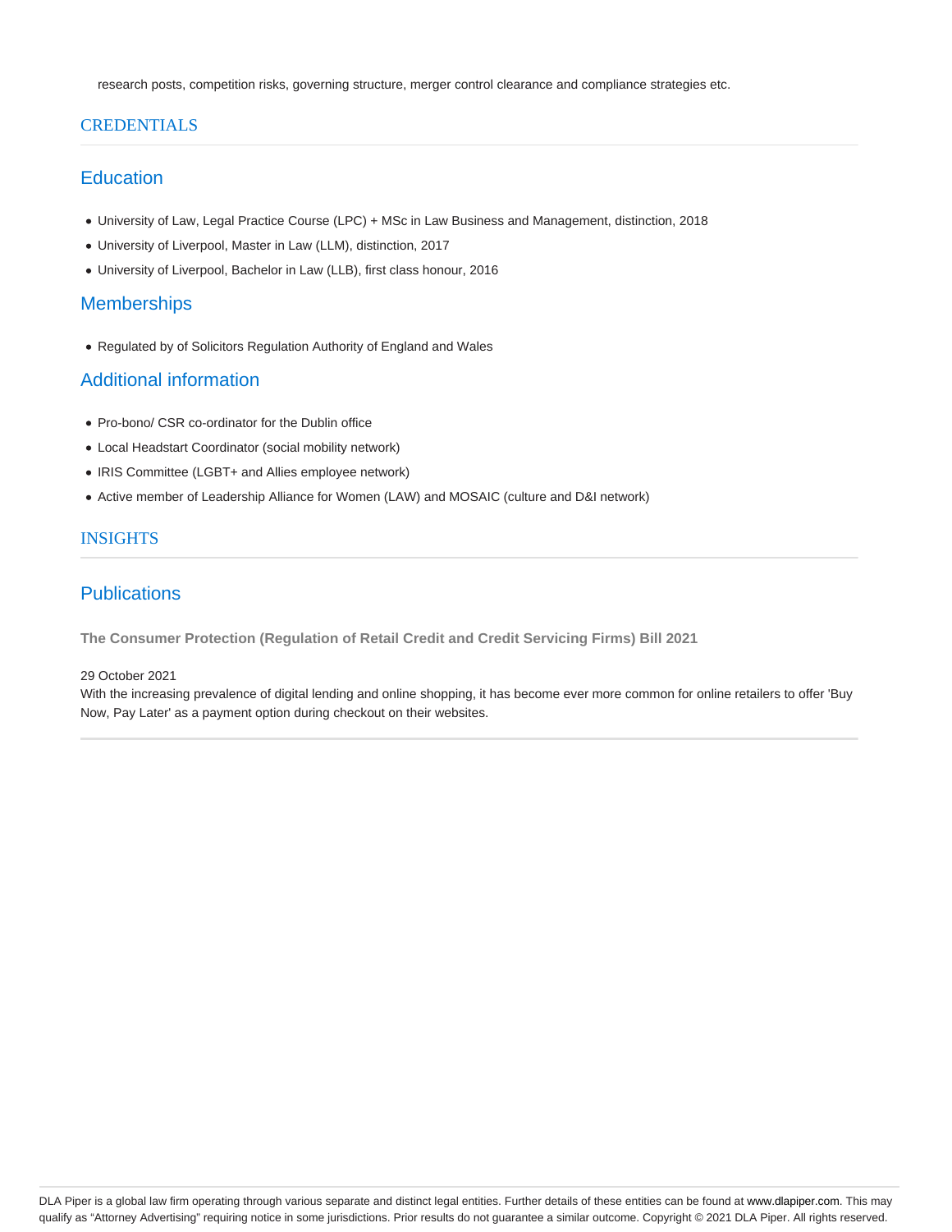research posts, competition risks, governing structure, merger control clearance and compliance strategies etc.

## CREDENTIALS

### Education

- University of Law, Legal Practice Course (LPC) + MSc in Law Business and Management, distinction, 2018
- University of Liverpool, Master in Law (LLM), distinction, 2017
- University of Liverpool, Bachelor in Law (LLB), first class honour, 2016

### Memberships

- Regulated by of Solicitors Regulation Authority of England and Wales

### Additional information

- Pro-bono/ CSR co-ordinator for the Dublin office
- Local Headstart Coordinator (social mobility network)
- IRIS Committee (LGBT+ and Allies employee network)
- Active member of Leadership Alliance for Women (LAW) and MOSAIC (culture and D&I network)

## INSIGHTS

### Publications

**The Consumer Protection (Regulation of Retail Credit and Credit Servicing Firms) Bill 2021**

29 October 2021
With the increasing prevalence of digital lending and online shopping, it has become ever more common for online retailers to offer 'Buy Now, Pay Later' as a payment option during checkout on their websites.

DLA Piper is a global law firm operating through various separate and distinct legal entities. Further details of these entities can be found at www.dlapiper.com. This may qualify as "Attorney Advertising" requiring notice in some jurisdictions. Prior results do not guarantee a similar outcome. Copyright © 2021 DLA Piper. All rights reserved.